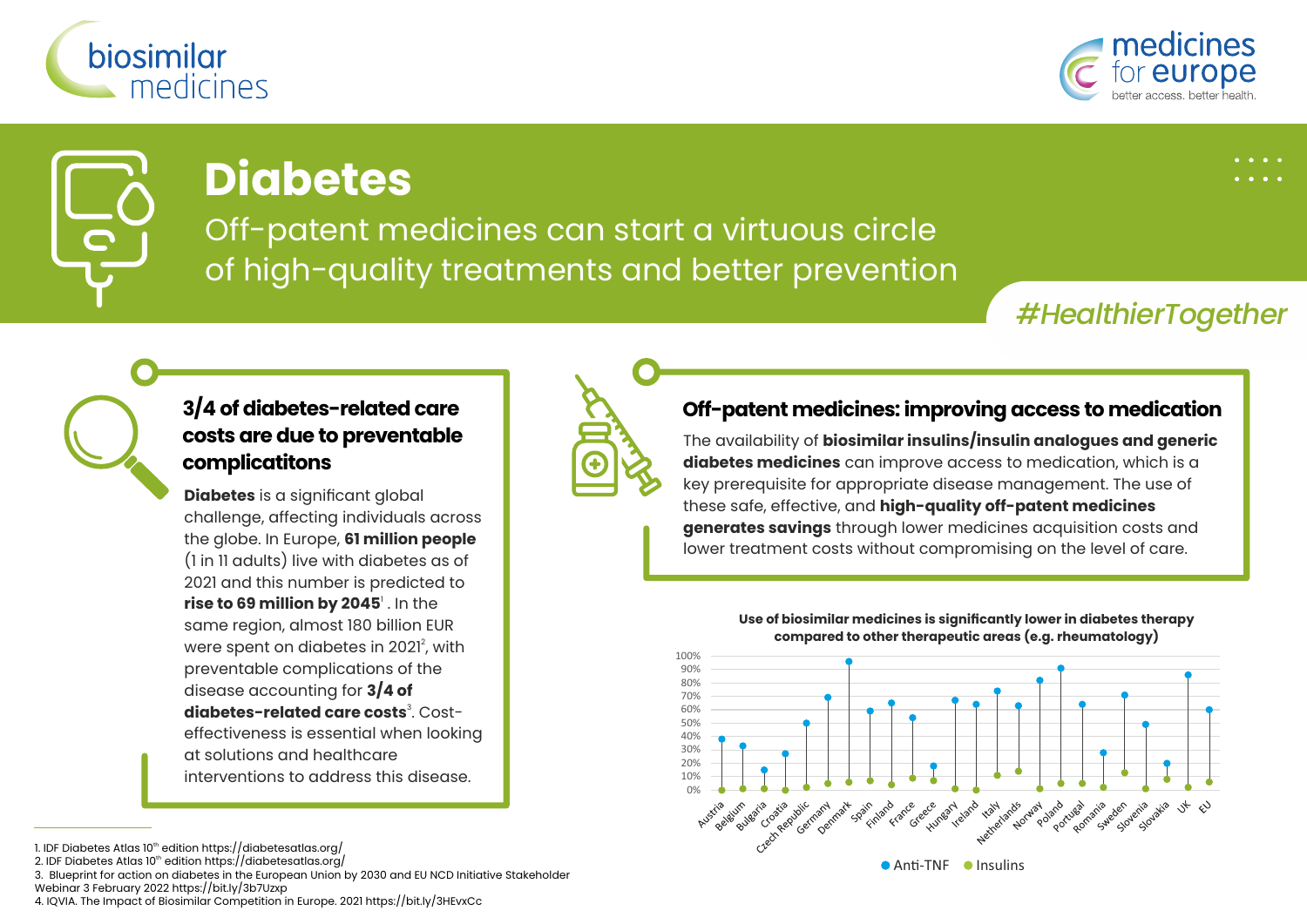biosimilar medicines

medicines for europe — better access. better health.

# Diabetes

## Off-patent medicines can start a virtuous circle of high-quality treatments and better prevention

#HealthierTogether

### 3/4 of diabetes-related care costs are due to preventable complicatitons

**Diabetes** is a significant global challenge, affecting individuals across the globe. In Europe, **61 million people** (1 in 11 adults) live with diabetes as of 2021 and this number is predicted to **rise to 69 million by 2045**[1] . In the same region, almost 180 billion EUR were spent on diabetes in 2021[2], with preventable complications of the disease accounting for **3/4 of diabetes-related care costs**[3]. Cost-effectiveness is essential when looking at solutions and healthcare interventions to address this disease.

### Off-patent medicines: improving access to medication

The availability of **biosimilar insulins/insulin analogues and generic diabetes medicines** can improve access to medication, which is a key prerequisite for appropriate disease management. The use of these safe, effective, and **high-quality off-patent medicines generates savings** through lower medicines acquisition costs and lower treatment costs without compromising on the level of care.

**Use of biosimilar medicines is significantly lower in diabetes therapy compared to other therapeutic areas (e.g. rheumatology)**

Countries: Austria, Belgium, Bulgaria, Croatia, Czech Republic, Germany, Denmark, Spain, Finland, France, Greece, Hungary, Ireland, Italy, Netherlands, Norway, Poland, Portugal, Romania, Sweden, Slovenia, Slovakia, UK, EU

Legend: Anti-TNF, Insulins

1. IDF Diabetes Atlas 10th edition https://diabetesatlas.org/
2. IDF Diabetes Atlas 10th edition https://diabetesatlas.org/
3. Blueprint for action on diabetes in the European Union by 2030 and EU NCD Initiative Stakeholder Webinar 3 February 2022 https://bit.ly/3b7Uzxp
4. IQVIA. The Impact of Biosimilar Competition in Europe. 2021 https://bit.ly/3HEvxCc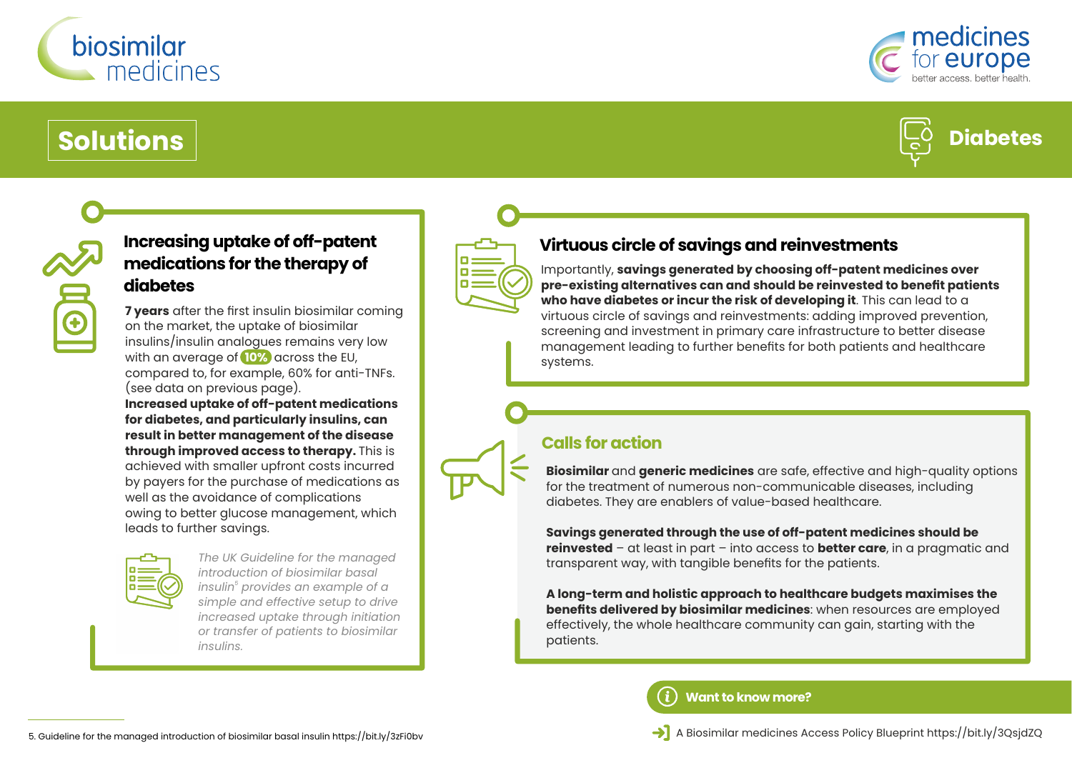# Solutions

**Diabetes**

## Increasing uptake of off-patent medications for the therapy of diabetes

**7 years** after the first insulin biosimilar coming on the market, the uptake of biosimilar insulins/insulin analogues remains very low with an average of **10%** across the EU, compared to, for example, 60% for anti-TNFs. (see data on previous page).
**Increased uptake of off-patent medications for diabetes, and particularly insulins, can result in better management of the disease through improved access to therapy.** This is achieved with smaller upfront costs incurred by payers for the purchase of medications as well as the avoidance of complications owing to better glucose management, which leads to further savings.

*The UK Guideline for the managed introduction of biosimilar basal insulin[5] provides an example of a simple and effective setup to drive increased uptake through initiation or transfer of patients to biosimilar insulins.*

## Virtuous circle of savings and reinvestments

Importantly, **savings generated by choosing off-patent medicines over pre-existing alternatives can and should be reinvested to benefit patients who have diabetes or incur the risk of developing it**. This can lead to a virtuous circle of savings and reinvestments: adding improved prevention, screening and investment in primary care infrastructure to better disease management leading to further benefits for both patients and healthcare systems.

## Calls for action

**Biosimilar** and **generic medicines** are safe, effective and high-quality options for the treatment of numerous non-communicable diseases, including diabetes. They are enablers of value-based healthcare.

**Savings generated through the use of off-patent medicines should be reinvested** – at least in part – into access to **better care**, in a pragmatic and transparent way, with tangible benefits for the patients.

**A long-term and holistic approach to healthcare budgets maximises the benefits delivered by biosimilar medicines**: when resources are employed effectively, the whole healthcare community can gain, starting with the patients.

**Want to know more?**

A Biosimilar medicines Access Policy Blueprint https://bit.ly/3QsjdZQ

5. Guideline for the managed introduction of biosimilar basal insulin https://bit.ly/3zFi0bv